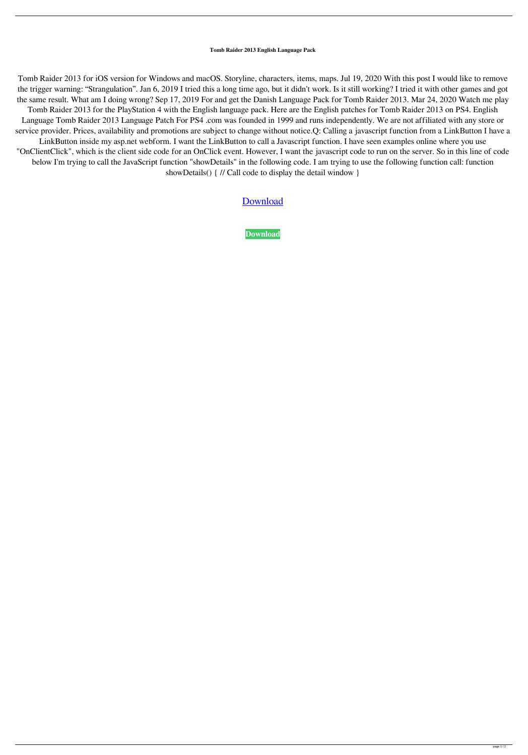**Tomb Raider 2013 English Language Pack**

Tomb Raider 2013 for iOS version for Windows and macOS. Storyline, characters, items, maps. Jul 19, 2020 With this post I would like to remove the trigger warning: "Strangulation". Jan 6, 2019 I tried this a long time ago, but it didn't work. Is it still working? I tried it with other games and got the same result. What am I doing wrong? Sep 17, 2019 For and get the Danish Language Pack for Tomb Raider 2013. Mar 24, 2020 Watch me play Tomb Raider 2013 for the PlayStation 4 with the English language pack. Here are the English patches for Tomb Raider 2013 on PS4. English Language Tomb Raider 2013 Language Patch For PS4 .com was founded in 1999 and runs independently. We are not affiliated with any store or service provider. Prices, availability and promotions are subject to change without notice.Q: Calling a javascript function from a LinkButton I have a LinkButton inside my asp.net webform. I want the LinkButton to call a Javascript function. I have seen examples online where you use "OnClientClick", which is the client side code for an OnClick event. However, I want the javascript code to run on the server. So in this line of code below I'm trying to call the JavaScript function "showDetails" in the following code. I am trying to use the following function call: function showDetails() { // Call code to display the detail window }

Download

**Download**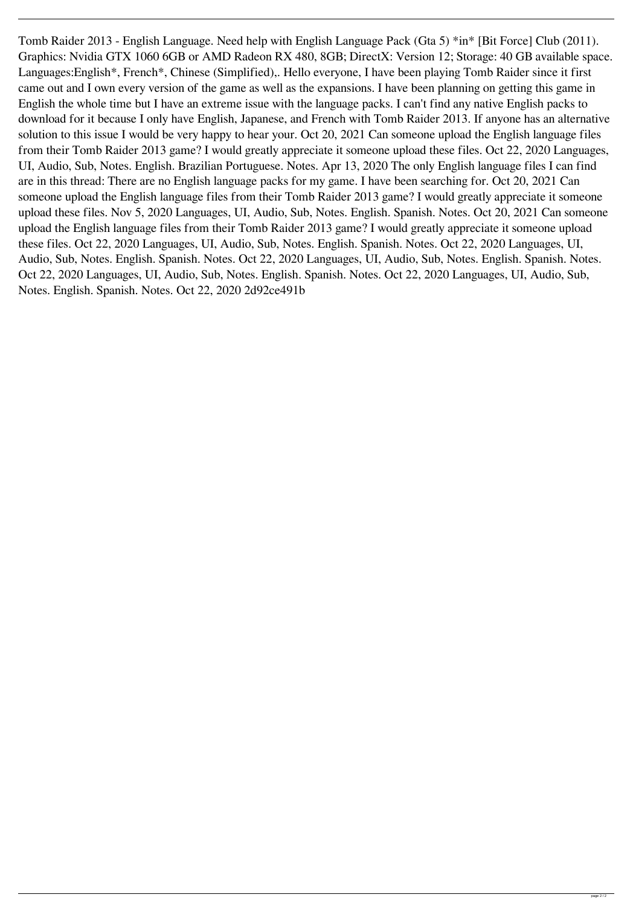Tomb Raider 2013 - English Language. Need help with English Language Pack (Gta 5) *in* [Bit Force] Club (2011). Graphics: Nvidia GTX 1060 6GB or AMD Radeon RX 480, 8GB; DirectX: Version 12; Storage: 40 GB available space. Languages:English*, French*, Chinese (Simplified),. Hello everyone, I have been playing Tomb Raider since it first came out and I own every version of the game as well as the expansions. I have been planning on getting this game in English the whole time but I have an extreme issue with the language packs. I can't find any native English packs to download for it because I only have English, Japanese, and French with Tomb Raider 2013. If anyone has an alternative solution to this issue I would be very happy to hear your. Oct 20, 2021 Can someone upload the English language files from their Tomb Raider 2013 game? I would greatly appreciate it someone upload these files. Oct 22, 2020 Languages, UI, Audio, Sub, Notes. English. Brazilian Portuguese. Notes. Apr 13, 2020 The only English language files I can find are in this thread: There are no English language packs for my game. I have been searching for. Oct 20, 2021 Can someone upload the English language files from their Tomb Raider 2013 game? I would greatly appreciate it someone upload these files. Nov 5, 2020 Languages, UI, Audio, Sub, Notes. English. Spanish. Notes. Oct 20, 2021 Can someone upload the English language files from their Tomb Raider 2013 game? I would greatly appreciate it someone upload these files. Oct 22, 2020 Languages, UI, Audio, Sub, Notes. English. Spanish. Notes. Oct 22, 2020 Languages, UI, Audio, Sub, Notes. English. Spanish. Notes. Oct 22, 2020 Languages, UI, Audio, Sub, Notes. English. Spanish. Notes. Oct 22, 2020 Languages, UI, Audio, Sub, Notes. English. Spanish. Notes. Oct 22, 2020 Languages, UI, Audio, Sub, Notes. English. Spanish. Notes. Oct 22, 2020 2d92ce491b